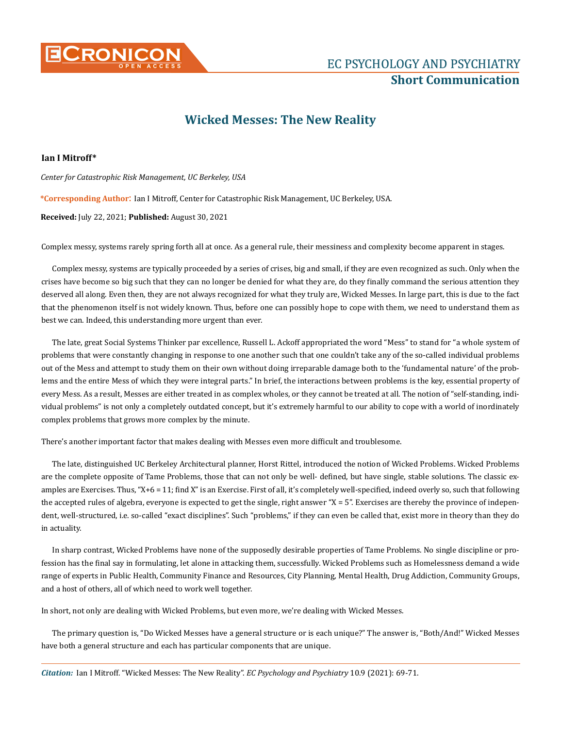# Wicked Messes: The New Reality

**Ian I Mitroff***

*Center for Catastrophic Risk Management, UC Berkeley, USA*

**\*Corresponding Author:** Ian I Mitroff, Center for Catastrophic Risk Management, UC Berkeley, USA.

**Received:** July 22, 2021; **Published:** August 30, 2021

Complex messy, systems rarely spring forth all at once. As a general rule, their messiness and complexity become apparent in stages.

Complex messy, systems are typically proceeded by a series of crises, big and small, if they are even recognized as such. Only when the crises have become so big such that they can no longer be denied for what they are, do they finally command the serious attention they deserved all along. Even then, they are not always recognized for what they truly are, Wicked Messes. In large part, this is due to the fact that the phenomenon itself is not widely known. Thus, before one can possibly hope to cope with them, we need to understand them as best we can. Indeed, this understanding more urgent than ever.

The late, great Social Systems Thinker par excellence, Russell L. Ackoff appropriated the word "Mess" to stand for "a whole system of problems that were constantly changing in response to one another such that one couldn't take any of the so-called individual problems out of the Mess and attempt to study them on their own without doing irreparable damage both to the 'fundamental nature' of the problems and the entire Mess of which they were integral parts." In brief, the interactions between problems is the key, essential property of every Mess. As a result, Messes are either treated in as complex wholes, or they cannot be treated at all. The notion of "self-standing, individual problems" is not only a completely outdated concept, but it's extremely harmful to our ability to cope with a world of inordinately complex problems that grows more complex by the minute.

There's another important factor that makes dealing with Messes even more difficult and troublesome.

The late, distinguished UC Berkeley Architectural planner, Horst Rittel, introduced the notion of Wicked Problems. Wicked Problems are the complete opposite of Tame Problems, those that can not only be well- defined, but have single, stable solutions. The classic examples are Exercises. Thus, "X+6 = 11; find X" is an Exercise. First of all, it's completely well-specified, indeed overly so, such that following the accepted rules of algebra, everyone is expected to get the single, right answer "X = 5". Exercises are thereby the province of independent, well-structured, i.e. so-called "exact disciplines". Such "problems," if they can even be called that, exist more in theory than they do in actuality.

In sharp contrast, Wicked Problems have none of the supposedly desirable properties of Tame Problems. No single discipline or profession has the final say in formulating, let alone in attacking them, successfully. Wicked Problems such as Homelessness demand a wide range of experts in Public Health, Community Finance and Resources, City Planning, Mental Health, Drug Addiction, Community Groups, and a host of others, all of which need to work well together.

In short, not only are dealing with Wicked Problems, but even more, we're dealing with Wicked Messes.

The primary question is, "Do Wicked Messes have a general structure or is each unique?" The answer is, "Both/And!" Wicked Messes have both a general structure and each has particular components that are unique.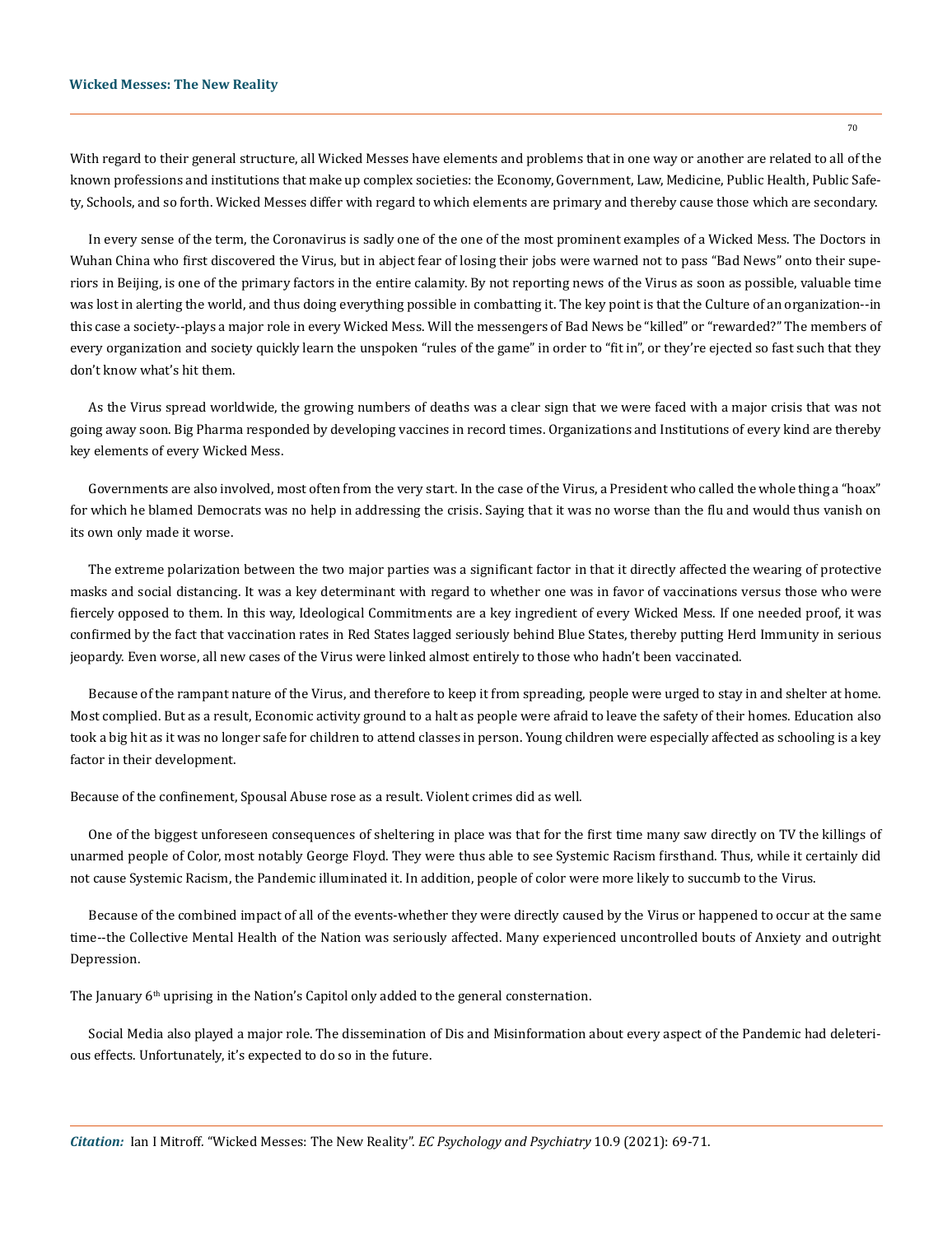With regard to their general structure, all Wicked Messes have elements and problems that in one way or another are related to all of the known professions and institutions that make up complex societies: the Economy, Government, Law, Medicine, Public Health, Public Safety, Schools, and so forth. Wicked Messes differ with regard to which elements are primary and thereby cause those which are secondary.

In every sense of the term, the Coronavirus is sadly one of the one of the most prominent examples of a Wicked Mess. The Doctors in Wuhan China who first discovered the Virus, but in abject fear of losing their jobs were warned not to pass "Bad News" onto their superiors in Beijing, is one of the primary factors in the entire calamity. By not reporting news of the Virus as soon as possible, valuable time was lost in alerting the world, and thus doing everything possible in combatting it. The key point is that the Culture of an organization--in this case a society--plays a major role in every Wicked Mess. Will the messengers of Bad News be "killed" or "rewarded?" The members of every organization and society quickly learn the unspoken "rules of the game" in order to "fit in", or they're ejected so fast such that they don't know what's hit them.

As the Virus spread worldwide, the growing numbers of deaths was a clear sign that we were faced with a major crisis that was not going away soon. Big Pharma responded by developing vaccines in record times. Organizations and Institutions of every kind are thereby key elements of every Wicked Mess.

Governments are also involved, most often from the very start. In the case of the Virus, a President who called the whole thing a "hoax" for which he blamed Democrats was no help in addressing the crisis. Saying that it was no worse than the flu and would thus vanish on its own only made it worse.

The extreme polarization between the two major parties was a significant factor in that it directly affected the wearing of protective masks and social distancing. It was a key determinant with regard to whether one was in favor of vaccinations versus those who were fiercely opposed to them. In this way, Ideological Commitments are a key ingredient of every Wicked Mess. If one needed proof, it was confirmed by the fact that vaccination rates in Red States lagged seriously behind Blue States, thereby putting Herd Immunity in serious jeopardy. Even worse, all new cases of the Virus were linked almost entirely to those who hadn't been vaccinated.

Because of the rampant nature of the Virus, and therefore to keep it from spreading, people were urged to stay in and shelter at home. Most complied. But as a result, Economic activity ground to a halt as people were afraid to leave the safety of their homes. Education also took a big hit as it was no longer safe for children to attend classes in person. Young children were especially affected as schooling is a key factor in their development.

Because of the confinement, Spousal Abuse rose as a result. Violent crimes did as well.

One of the biggest unforeseen consequences of sheltering in place was that for the first time many saw directly on TV the killings of unarmed people of Color, most notably George Floyd. They were thus able to see Systemic Racism firsthand. Thus, while it certainly did not cause Systemic Racism, the Pandemic illuminated it. In addition, people of color were more likely to succumb to the Virus.

Because of the combined impact of all of the events-whether they were directly caused by the Virus or happened to occur at the same time--the Collective Mental Health of the Nation was seriously affected. Many experienced uncontrolled bouts of Anxiety and outright Depression.

The January 6th uprising in the Nation's Capitol only added to the general consternation.

Social Media also played a major role. The dissemination of Dis and Misinformation about every aspect of the Pandemic had deleterious effects. Unfortunately, it's expected to do so in the future.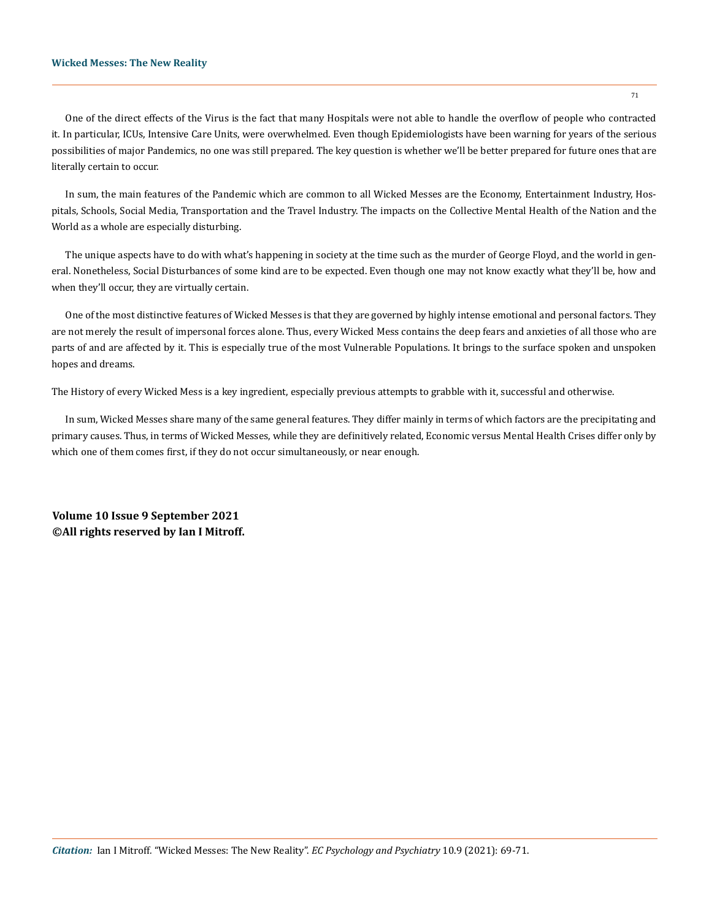One of the direct effects of the Virus is the fact that many Hospitals were not able to handle the overflow of people who contracted it. In particular, ICUs, Intensive Care Units, were overwhelmed. Even though Epidemiologists have been warning for years of the serious possibilities of major Pandemics, no one was still prepared. The key question is whether we'll be better prepared for future ones that are literally certain to occur.

In sum, the main features of the Pandemic which are common to all Wicked Messes are the Economy, Entertainment Industry, Hospitals, Schools, Social Media, Transportation and the Travel Industry. The impacts on the Collective Mental Health of the Nation and the World as a whole are especially disturbing.

The unique aspects have to do with what's happening in society at the time such as the murder of George Floyd, and the world in general. Nonetheless, Social Disturbances of some kind are to be expected. Even though one may not know exactly what they'll be, how and when they'll occur, they are virtually certain.

One of the most distinctive features of Wicked Messes is that they are governed by highly intense emotional and personal factors. They are not merely the result of impersonal forces alone. Thus, every Wicked Mess contains the deep fears and anxieties of all those who are parts of and are affected by it. This is especially true of the most Vulnerable Populations. It brings to the surface spoken and unspoken hopes and dreams.

The History of every Wicked Mess is a key ingredient, especially previous attempts to grabble with it, successful and otherwise.

In sum, Wicked Messes share many of the same general features. They differ mainly in terms of which factors are the precipitating and primary causes. Thus, in terms of Wicked Messes, while they are definitively related, Economic versus Mental Health Crises differ only by which one of them comes first, if they do not occur simultaneously, or near enough.

**Volume 10 Issue 9 September 2021**
**©All rights reserved by Ian I Mitroff.**